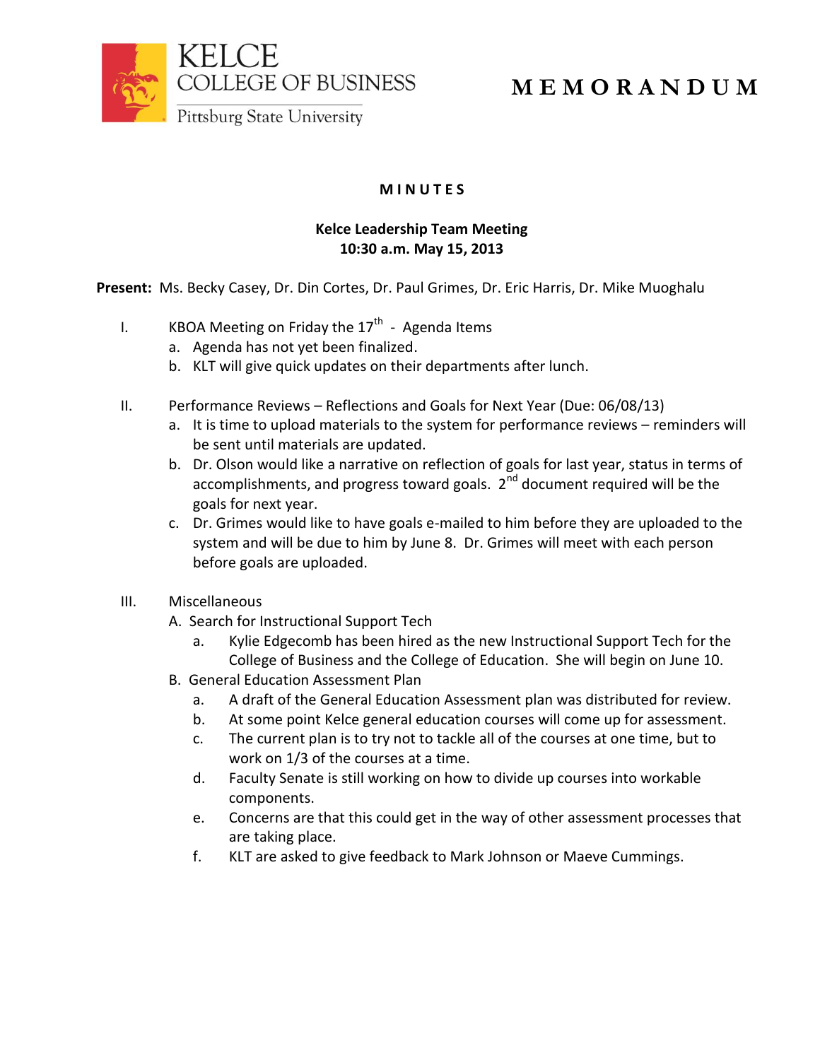KELCE
COLLEGE OF BUSINESS
Pittsburg State University

# MEMORANDUM

**MINUTES**

**Kelce Leadership Team Meeting**
**10:30 a.m. May 15, 2013**

**Present:** Ms. Becky Casey, Dr. Din Cortes, Dr. Paul Grimes, Dr. Eric Harris, Dr. Mike Muoghalu

I. KBOA Meeting on Friday the 17th - Agenda Items
   a. Agenda has not yet been finalized.
   b. KLT will give quick updates on their departments after lunch.

II. Performance Reviews – Reflections and Goals for Next Year (Due: 06/08/13)
   a. It is time to upload materials to the system for performance reviews – reminders will be sent until materials are updated.
   b. Dr. Olson would like a narrative on reflection of goals for last year, status in terms of accomplishments, and progress toward goals. 2nd document required will be the goals for next year.
   c. Dr. Grimes would like to have goals e-mailed to him before they are uploaded to the system and will be due to him by June 8. Dr. Grimes will meet with each person before goals are uploaded.

III. Miscellaneous
   A. Search for Instructional Support Tech
      a. Kylie Edgecomb has been hired as the new Instructional Support Tech for the College of Business and the College of Education. She will begin on June 10.
   B. General Education Assessment Plan
      a. A draft of the General Education Assessment plan was distributed for review.
      b. At some point Kelce general education courses will come up for assessment.
      c. The current plan is to try not to tackle all of the courses at one time, but to work on 1/3 of the courses at a time.
      d. Faculty Senate is still working on how to divide up courses into workable components.
      e. Concerns are that this could get in the way of other assessment processes that are taking place.
      f. KLT are asked to give feedback to Mark Johnson or Maeve Cummings.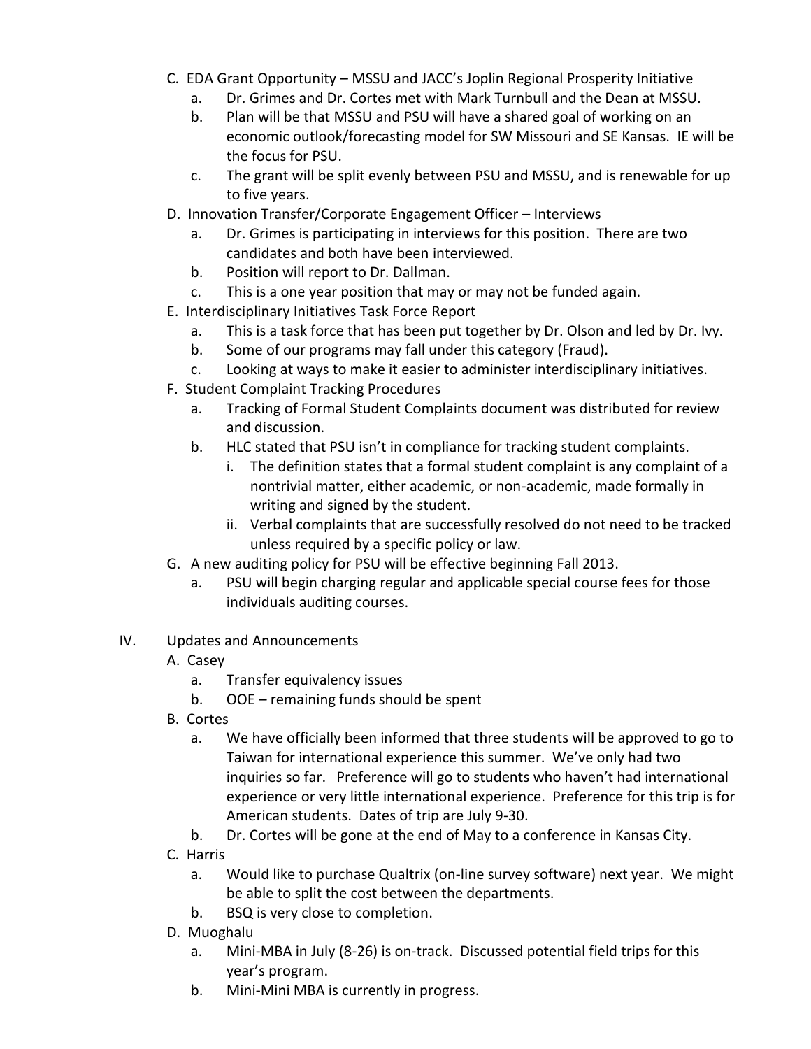C. EDA Grant Opportunity – MSSU and JACC's Joplin Regional Prosperity Initiative
   a. Dr. Grimes and Dr. Cortes met with Mark Turnbull and the Dean at MSSU.
   b. Plan will be that MSSU and PSU will have a shared goal of working on an economic outlook/forecasting model for SW Missouri and SE Kansas. IE will be the focus for PSU.
   c. The grant will be split evenly between PSU and MSSU, and is renewable for up to five years.

D. Innovation Transfer/Corporate Engagement Officer – Interviews
   a. Dr. Grimes is participating in interviews for this position. There are two candidates and both have been interviewed.
   b. Position will report to Dr. Dallman.
   c. This is a one year position that may or may not be funded again.

E. Interdisciplinary Initiatives Task Force Report
   a. This is a task force that has been put together by Dr. Olson and led by Dr. Ivy.
   b. Some of our programs may fall under this category (Fraud).
   c. Looking at ways to make it easier to administer interdisciplinary initiatives.

F. Student Complaint Tracking Procedures
   a. Tracking of Formal Student Complaints document was distributed for review and discussion.
   b. HLC stated that PSU isn't in compliance for tracking student complaints.
      i. The definition states that a formal student complaint is any complaint of a nontrivial matter, either academic, or non-academic, made formally in writing and signed by the student.
      ii. Verbal complaints that are successfully resolved do not need to be tracked unless required by a specific policy or law.

G. A new auditing policy for PSU will be effective beginning Fall 2013.
   a. PSU will begin charging regular and applicable special course fees for those individuals auditing courses.

IV. Updates and Announcements

A. Casey
   a. Transfer equivalency issues
   b. OOE – remaining funds should be spent

B. Cortes
   a. We have officially been informed that three students will be approved to go to Taiwan for international experience this summer. We've only had two inquiries so far. Preference will go to students who haven't had international experience or very little international experience. Preference for this trip is for American students. Dates of trip are July 9-30.
   b. Dr. Cortes will be gone at the end of May to a conference in Kansas City.

C. Harris
   a. Would like to purchase Qualtrix (on-line survey software) next year. We might be able to split the cost between the departments.
   b. BSQ is very close to completion.

D. Muoghalu
   a. Mini-MBA in July (8-26) is on-track. Discussed potential field trips for this year's program.
   b. Mini-Mini MBA is currently in progress.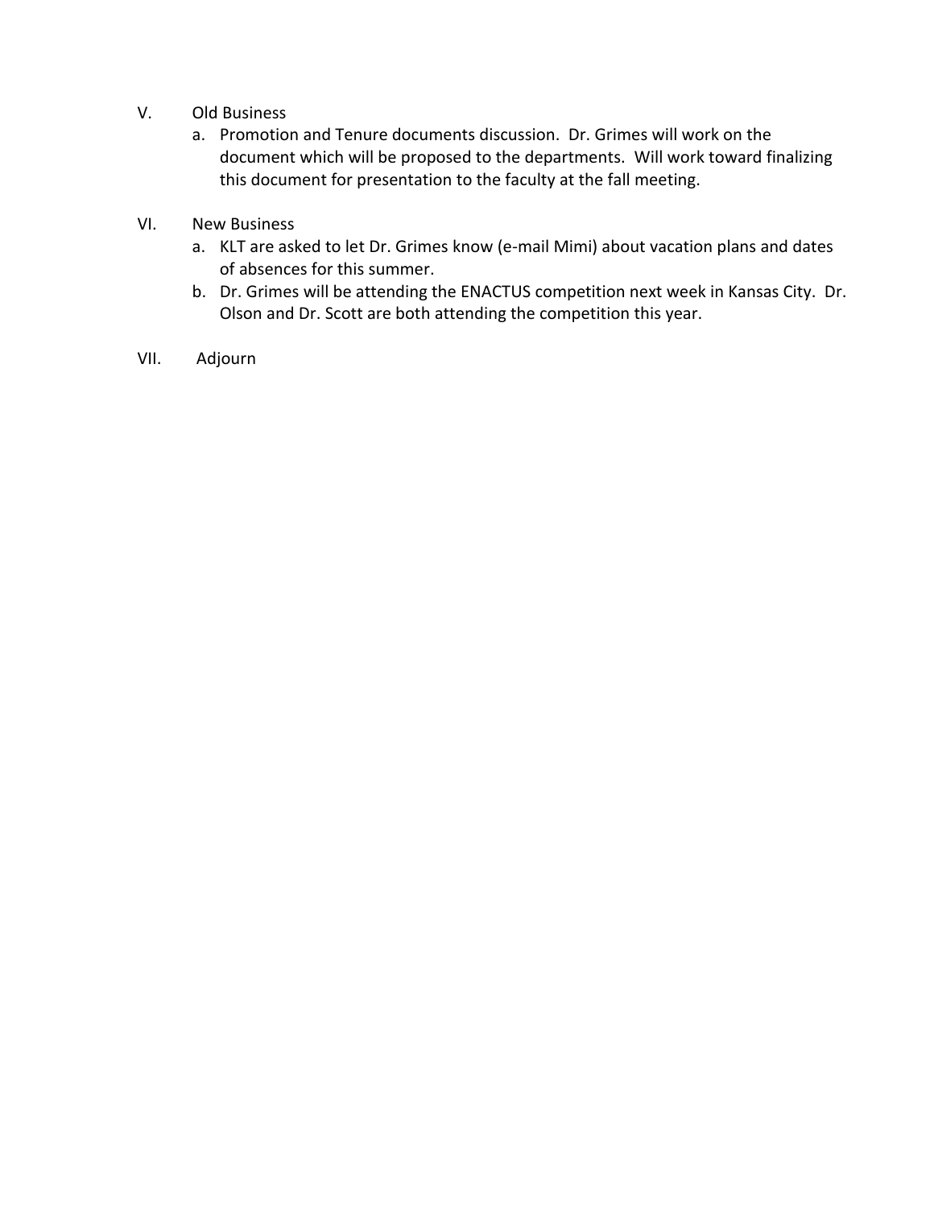V. Old Business

a. Promotion and Tenure documents discussion. Dr. Grimes will work on the document which will be proposed to the departments. Will work toward finalizing this document for presentation to the faculty at the fall meeting.

VI. New Business

a. KLT are asked to let Dr. Grimes know (e-mail Mimi) about vacation plans and dates of absences for this summer.
b. Dr. Grimes will be attending the ENACTUS competition next week in Kansas City. Dr. Olson and Dr. Scott are both attending the competition this year.

VII. Adjourn